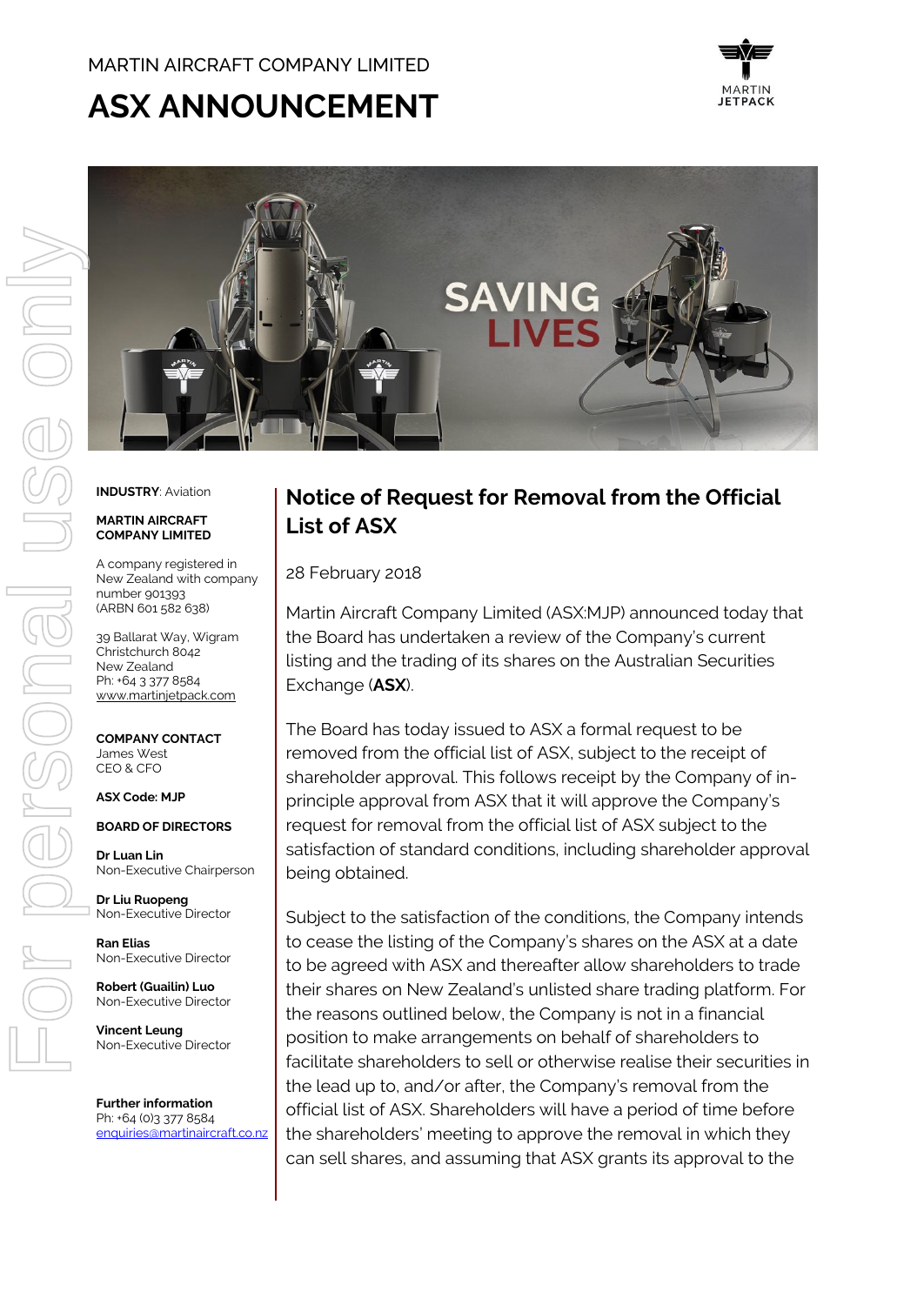MARTIN AIRCRAFT COMPANY LIMITED

# ASX ANNOUNCEMENT

**INDUSTRY**: Aviation

**MARTIN AIRCRAFT COMPANY LIMITED**

A company registered in New Zealand with company number 901393 (ARBN 601 582 638)

39 Ballarat Way, Wigram
Christchurch 8042
New Zealand
Ph: +64 3 377 8584
www.martinjetpack.com

**COMPANY CONTACT**
James West
CEO & CFO

**ASX Code: MJP**

**BOARD OF DIRECTORS**

**Dr Luan Lin**
Non-Executive Chairperson

**Dr Liu Ruopeng**
Non-Executive Director

**Ran Elias**
Non-Executive Director

**Robert (Guailin) Luo**
Non-Executive Director

**Vincent Leung**
Non-Executive Director

**Further information**
Ph: +64 (0)3 377 8584
enquiries@martinaircraft.co.nz

## Notice of Request for Removal from the Official List of ASX

28 February 2018

Martin Aircraft Company Limited (ASX:MJP) announced today that the Board has undertaken a review of the Company's current listing and the trading of its shares on the Australian Securities Exchange (**ASX**).

The Board has today issued to ASX a formal request to be removed from the official list of ASX, subject to the receipt of shareholder approval. This follows receipt by the Company of in-principle approval from ASX that it will approve the Company's request for removal from the official list of ASX subject to the satisfaction of standard conditions, including shareholder approval being obtained.

Subject to the satisfaction of the conditions, the Company intends to cease the listing of the Company's shares on the ASX at a date to be agreed with ASX and thereafter allow shareholders to trade their shares on New Zealand's unlisted share trading platform. For the reasons outlined below, the Company is not in a financial position to make arrangements on behalf of shareholders to facilitate shareholders to sell or otherwise realise their securities in the lead up to, and/or after, the Company's removal from the official list of ASX. Shareholders will have a period of time before the shareholders' meeting to approve the removal in which they can sell shares, and assuming that ASX grants its approval to the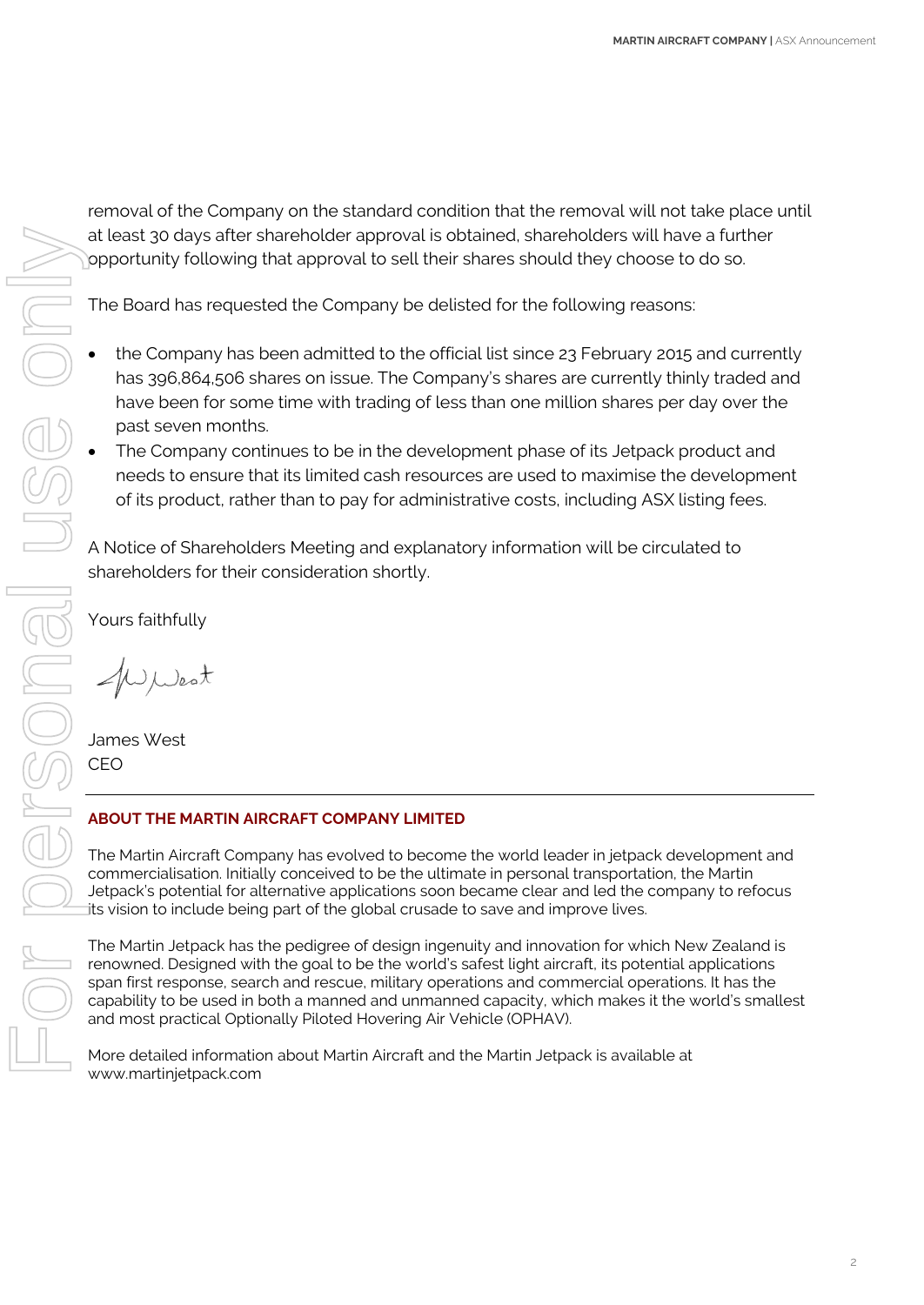removal of the Company on the standard condition that the removal will not take place until at least 30 days after shareholder approval is obtained, shareholders will have a further opportunity following that approval to sell their shares should they choose to do so.

The Board has requested the Company be delisted for the following reasons:

- the Company has been admitted to the official list since 23 February 2015 and currently has 396,864,506 shares on issue. The Company's shares are currently thinly traded and have been for some time with trading of less than one million shares per day over the past seven months.
- The Company continues to be in the development phase of its Jetpack product and needs to ensure that its limited cash resources are used to maximise the development of its product, rather than to pay for administrative costs, including ASX listing fees.

A Notice of Shareholders Meeting and explanatory information will be circulated to shareholders for their consideration shortly.

Yours faithfully

James West
CEO

---

**ABOUT THE MARTIN AIRCRAFT COMPANY LIMITED**

The Martin Aircraft Company has evolved to become the world leader in jetpack development and commercialisation. Initially conceived to be the ultimate in personal transportation, the Martin Jetpack's potential for alternative applications soon became clear and led the company to refocus its vision to include being part of the global crusade to save and improve lives.

The Martin Jetpack has the pedigree of design ingenuity and innovation for which New Zealand is renowned. Designed with the goal to be the world's safest light aircraft, its potential applications span first response, search and rescue, military operations and commercial operations. It has the capability to be used in both a manned and unmanned capacity, which makes it the world's smallest and most practical Optionally Piloted Hovering Air Vehicle (OPHAV).

More detailed information about Martin Aircraft and the Martin Jetpack is available at www.martinjetpack.com